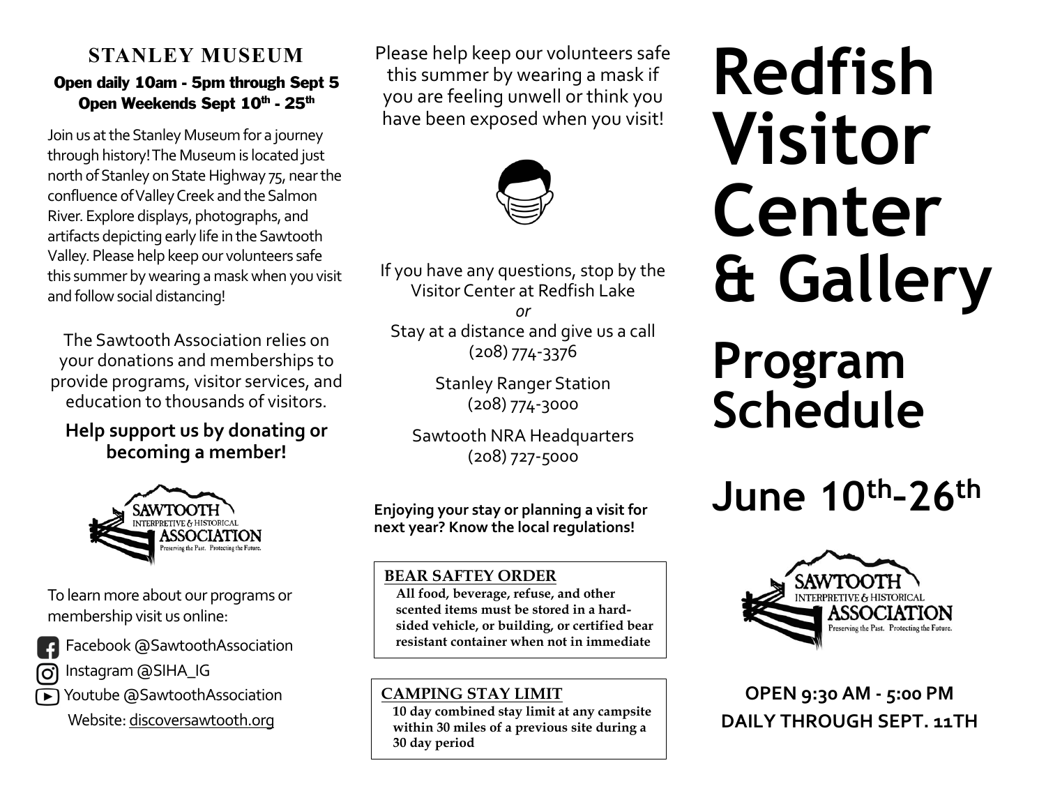## STANLEY MUSEUM

**Open daily 10am - 5pm through Sept 5**
**Open Weekends Sept 10th - 25th**

Join us at the Stanley Museum for a journey through history! The Museum is located just north of Stanley on State Highway 75, near the confluence of Valley Creek and the Salmon River. Explore displays, photographs, and artifacts depicting early life in the Sawtooth Valley. Please help keep our volunteers safe this summer by wearing a mask when you visit and follow social distancing!

The Sawtooth Association relies on your donations and memberships to provide programs, visitor services, and education to thousands of visitors.

**Help support us by donating or becoming a member!**

SAWTOOTH INTERPRETIVE & HISTORICAL ASSOCIATION
Preserving the Past. Protecting the Future.

To learn more about our programs or membership visit us online:

- Facebook @SawtoothAssociation
- Instagram @SIHA_IG
- Youtube @SawtoothAssociation
- Website: discoversawtooth.org

Please help keep our volunteers safe this summer by wearing a mask if you are feeling unwell or think you have been exposed when you visit!

If you have any questions, stop by the Visitor Center at Redfish Lake

*or*

Stay at a distance and give us a call
(208) 774-3376

Stanley Ranger Station
(208) 774-3000

Sawtooth NRA Headquarters
(208) 727-5000

**Enjoying your stay or planning a visit for next year? Know the local regulations!**

**BEAR SAFTEY ORDER**

**All food, beverage, refuse, and other scented items must be stored in a hard-sided vehicle, or building, or certified bear resistant container when not in immediate**

**CAMPING STAY LIMIT**

**10 day combined stay limit at any campsite within 30 miles of a previous site during a 30 day period**

# Redfish Visitor Center & Gallery

# Program Schedule

## June 10th-26th

SAWTOOTH INTERPRETIVE & HISTORICAL ASSOCIATION
Preserving the Past. Protecting the Future.

**OPEN 9:30 AM - 5:00 PM DAILY THROUGH SEPT. 11TH**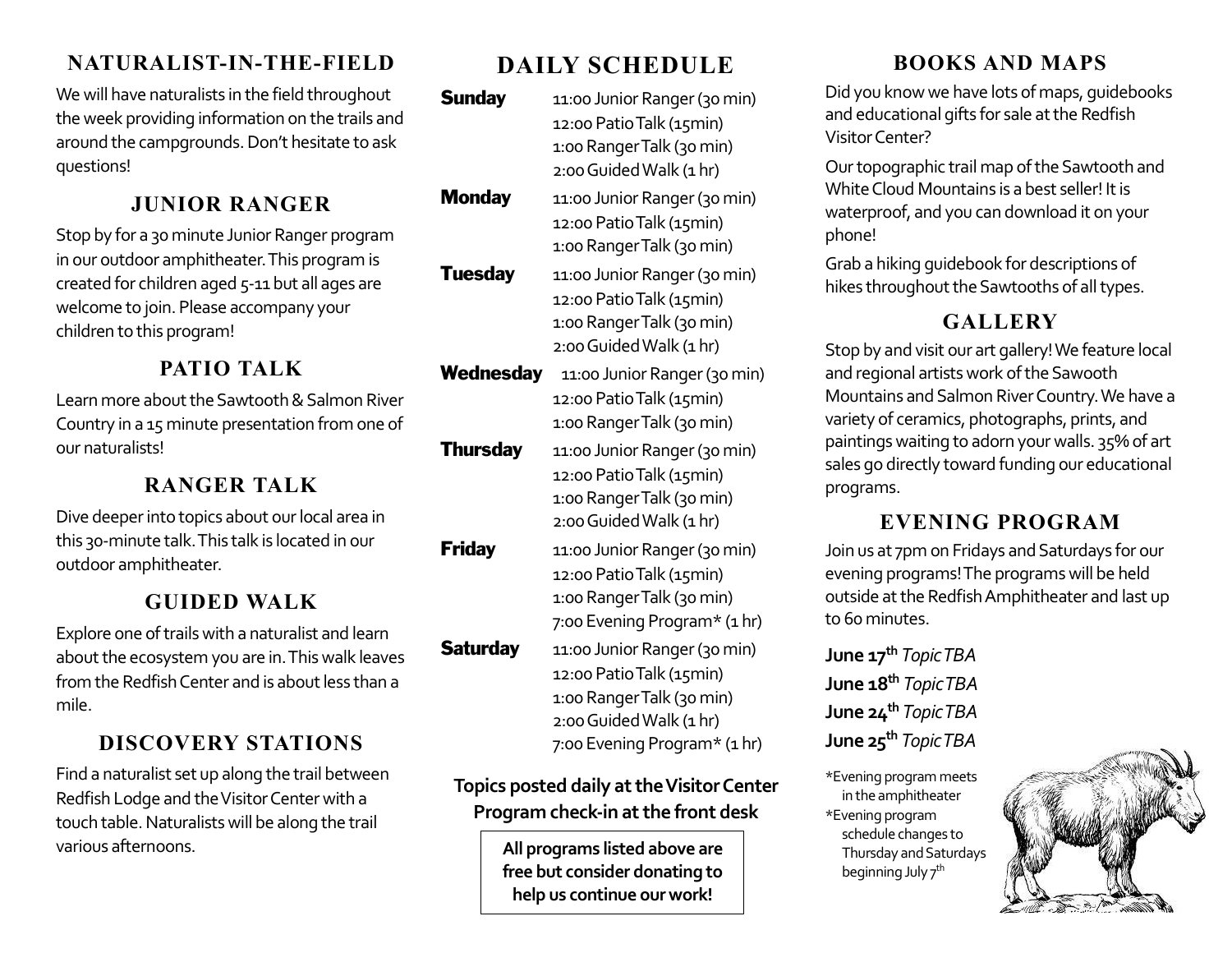## NATURALIST-IN-THE-FIELD

We will have naturalists in the field throughout the week providing information on the trails and around the campgrounds. Don't hesitate to ask questions!

## JUNIOR RANGER

Stop by for a 30 minute Junior Ranger program in our outdoor amphitheater. This program is created for children aged 5-11 but all ages are welcome to join. Please accompany your children to this program!

## PATIO TALK

Learn more about the Sawtooth & Salmon River Country in a 15 minute presentation from one of our naturalists!

## RANGER TALK

Dive deeper into topics about our local area in this 30-minute talk. This talk is located in our outdoor amphitheater.

## GUIDED WALK

Explore one of trails with a naturalist and learn about the ecosystem you are in. This walk leaves from the Redfish Center and is about less than a mile.

## DISCOVERY STATIONS

Find a naturalist set up along the trail between Redfish Lodge and the Visitor Center with a touch table. Naturalists will be along the trail various afternoons.

## DAILY SCHEDULE

**Sunday**
11:00 Junior Ranger (30 min)
12:00 Patio Talk (15min)
1:00 Ranger Talk (30 min)
2:00 Guided Walk (1 hr)

**Monday**
11:00 Junior Ranger (30 min)
12:00 Patio Talk (15min)
1:00 Ranger Talk (30 min)

**Tuesday**
11:00 Junior Ranger (30 min)
12:00 Patio Talk (15min)
1:00 Ranger Talk (30 min)
2:00 Guided Walk (1 hr)

**Wednesday**
11:00 Junior Ranger (30 min)
12:00 Patio Talk (15min)
1:00 Ranger Talk (30 min)

**Thursday**
11:00 Junior Ranger (30 min)
12:00 Patio Talk (15min)
1:00 Ranger Talk (30 min)
2:00 Guided Walk (1 hr)

**Friday**
11:00 Junior Ranger (30 min)
12:00 Patio Talk (15min)
1:00 Ranger Talk (30 min)
7:00 Evening Program* (1 hr)

**Saturday**
11:00 Junior Ranger (30 min)
12:00 Patio Talk (15min)
1:00 Ranger Talk (30 min)
2:00 Guided Walk (1 hr)
7:00 Evening Program* (1 hr)

**Topics posted daily at the Visitor Center**
**Program check-in at the front desk**

**All programs listed above are free but consider donating to help us continue our work!**

## BOOKS AND MAPS

Did you know we have lots of maps, guidebooks and educational gifts for sale at the Redfish Visitor Center?

Our topographic trail map of the Sawtooth and White Cloud Mountains is a best seller! It is waterproof, and you can download it on your phone!

Grab a hiking guidebook for descriptions of hikes throughout the Sawtooths of all types.

## GALLERY

Stop by and visit our art gallery! We feature local and regional artists work of the Sawooth Mountains and Salmon River Country. We have a variety of ceramics, photographs, prints, and paintings waiting to adorn your walls. 35% of art sales go directly toward funding our educational programs.

## EVENING PROGRAM

Join us at 7pm on Fridays and Saturdays for our evening programs! The programs will be held outside at the Redfish Amphitheater and last up to 60 minutes.

**June 17th** *Topic TBA*
**June 18th** *Topic TBA*
**June 24th** *Topic TBA*
**June 25th** *Topic TBA*

*Evening program meets in the amphitheater
*Evening program schedule changes to Thursday and Saturdays beginning July 7th